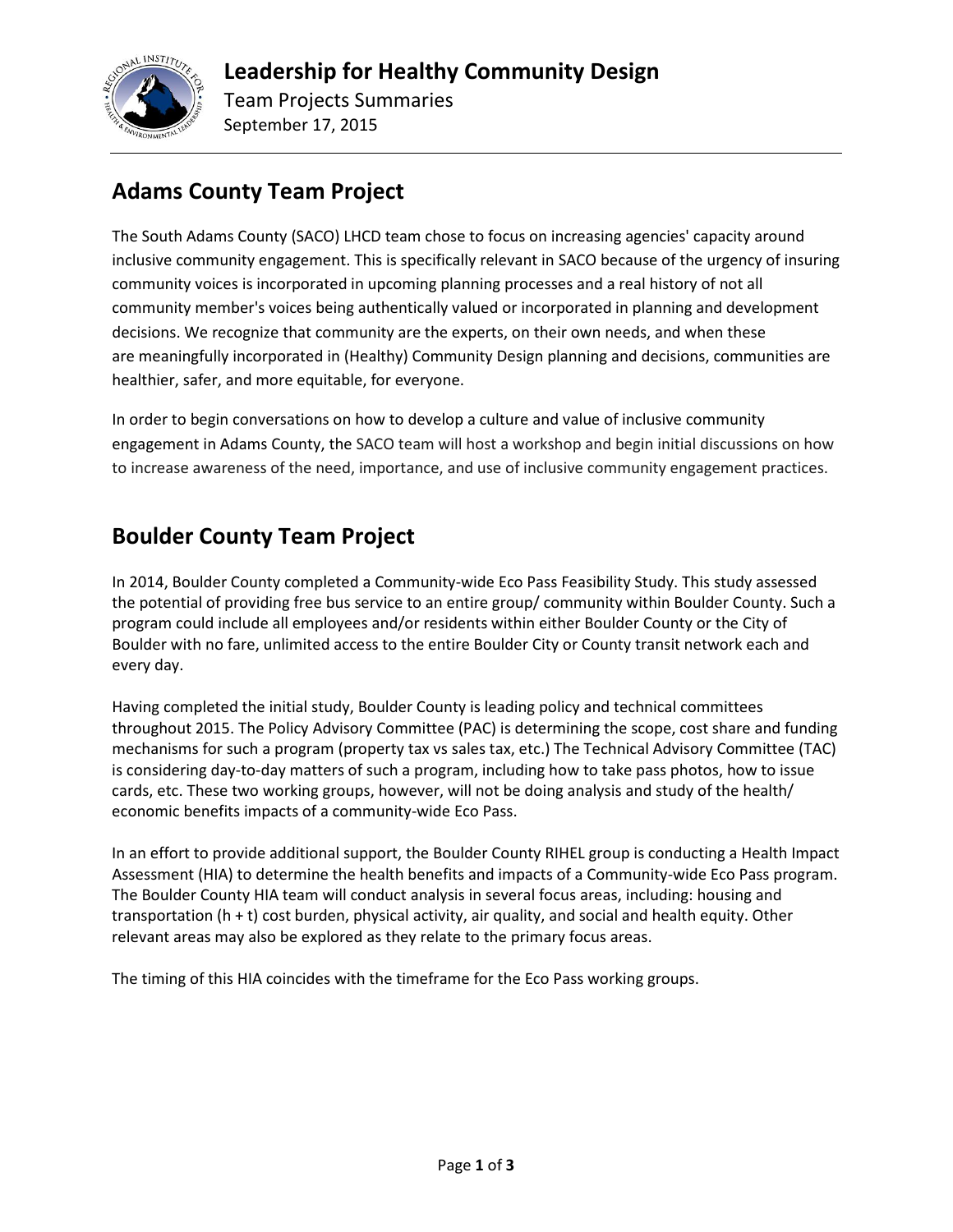# Leadership for Healthy Community Design

Team Projects Summaries

September 17, 2015

## Adams County Team Project

The South Adams County (SACO) LHCD team chose to focus on increasing agencies' capacity around inclusive community engagement. This is specifically relevant in SACO because of the urgency of insuring community voices is incorporated in upcoming planning processes and a real history of not all community member's voices being authentically valued or incorporated in planning and development decisions. We recognize that community are the experts, on their own needs, and when these are meaningfully incorporated in (Healthy) Community Design planning and decisions, communities are healthier, safer, and more equitable, for everyone.

In order to begin conversations on how to develop a culture and value of inclusive community engagement in Adams County, the SACO team will host a workshop and begin initial discussions on how to increase awareness of the need, importance, and use of inclusive community engagement practices.

## Boulder County Team Project

In 2014, Boulder County completed a Community-wide Eco Pass Feasibility Study. This study assessed the potential of providing free bus service to an entire group/ community within Boulder County. Such a program could include all employees and/or residents within either Boulder County or the City of Boulder with no fare, unlimited access to the entire Boulder City or County transit network each and every day.

Having completed the initial study, Boulder County is leading policy and technical committees throughout 2015. The Policy Advisory Committee (PAC) is determining the scope, cost share and funding mechanisms for such a program (property tax vs sales tax, etc.) The Technical Advisory Committee (TAC) is considering day-to-day matters of such a program, including how to take pass photos, how to issue cards, etc. These two working groups, however, will not be doing analysis and study of the health/ economic benefits impacts of a community-wide Eco Pass.

In an effort to provide additional support, the Boulder County RIHEL group is conducting a Health Impact Assessment (HIA) to determine the health benefits and impacts of a Community-wide Eco Pass program. The Boulder County HIA team will conduct analysis in several focus areas, including: housing and transportation (h + t) cost burden, physical activity, air quality, and social and health equity. Other relevant areas may also be explored as they relate to the primary focus areas.

The timing of this HIA coincides with the timeframe for the Eco Pass working groups.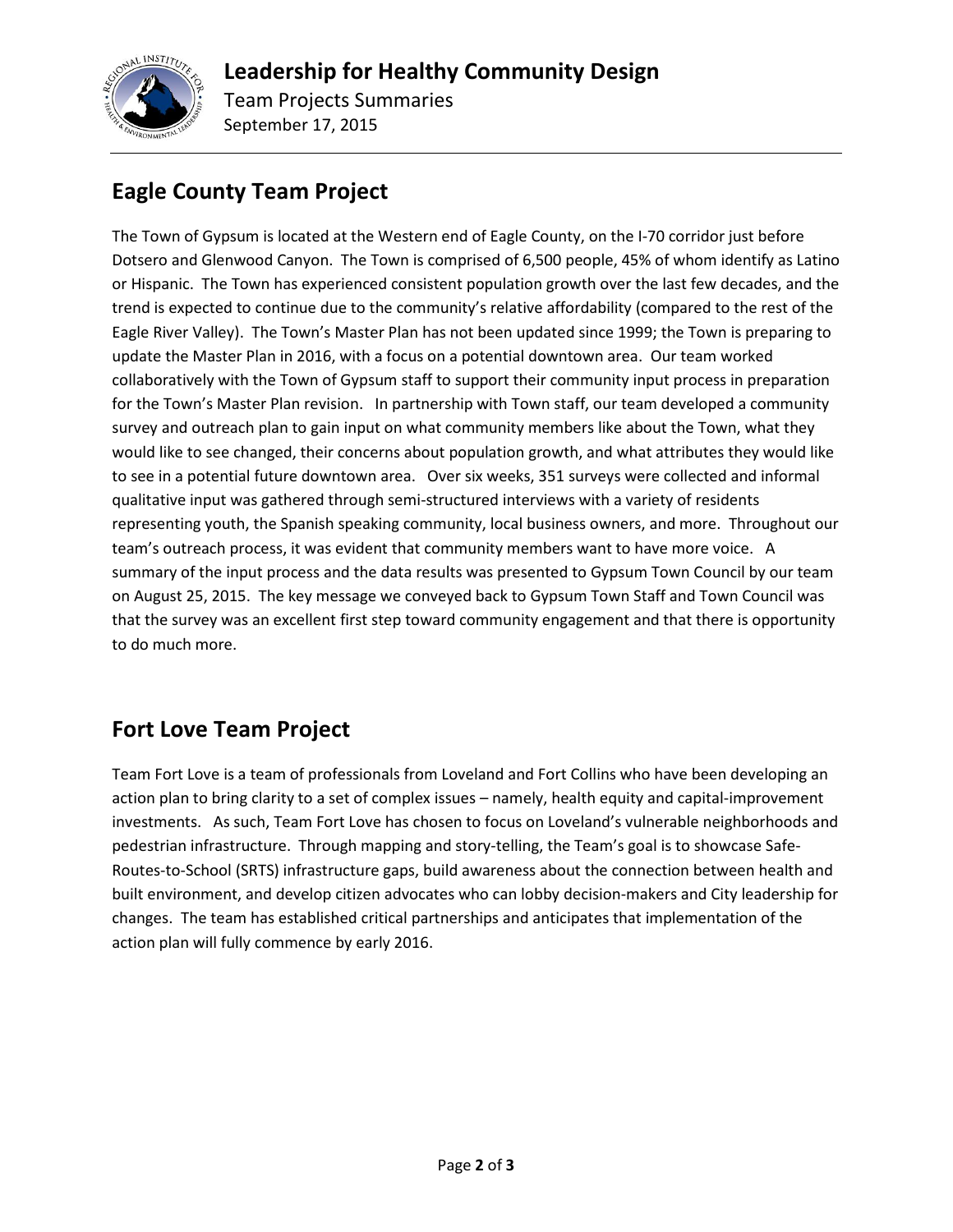# Leadership for Healthy Community Design

Team Projects Summaries

September 17, 2015

## Eagle County Team Project

The Town of Gypsum is located at the Western end of Eagle County, on the I-70 corridor just before Dotsero and Glenwood Canyon. The Town is comprised of 6,500 people, 45% of whom identify as Latino or Hispanic. The Town has experienced consistent population growth over the last few decades, and the trend is expected to continue due to the community's relative affordability (compared to the rest of the Eagle River Valley). The Town's Master Plan has not been updated since 1999; the Town is preparing to update the Master Plan in 2016, with a focus on a potential downtown area. Our team worked collaboratively with the Town of Gypsum staff to support their community input process in preparation for the Town's Master Plan revision. In partnership with Town staff, our team developed a community survey and outreach plan to gain input on what community members like about the Town, what they would like to see changed, their concerns about population growth, and what attributes they would like to see in a potential future downtown area. Over six weeks, 351 surveys were collected and informal qualitative input was gathered through semi-structured interviews with a variety of residents representing youth, the Spanish speaking community, local business owners, and more. Throughout our team's outreach process, it was evident that community members want to have more voice. A summary of the input process and the data results was presented to Gypsum Town Council by our team on August 25, 2015. The key message we conveyed back to Gypsum Town Staff and Town Council was that the survey was an excellent first step toward community engagement and that there is opportunity to do much more.

## Fort Love Team Project

Team Fort Love is a team of professionals from Loveland and Fort Collins who have been developing an action plan to bring clarity to a set of complex issues – namely, health equity and capital-improvement investments. As such, Team Fort Love has chosen to focus on Loveland's vulnerable neighborhoods and pedestrian infrastructure. Through mapping and story-telling, the Team's goal is to showcase Safe-Routes-to-School (SRTS) infrastructure gaps, build awareness about the connection between health and built environment, and develop citizen advocates who can lobby decision-makers and City leadership for changes. The team has established critical partnerships and anticipates that implementation of the action plan will fully commence by early 2016.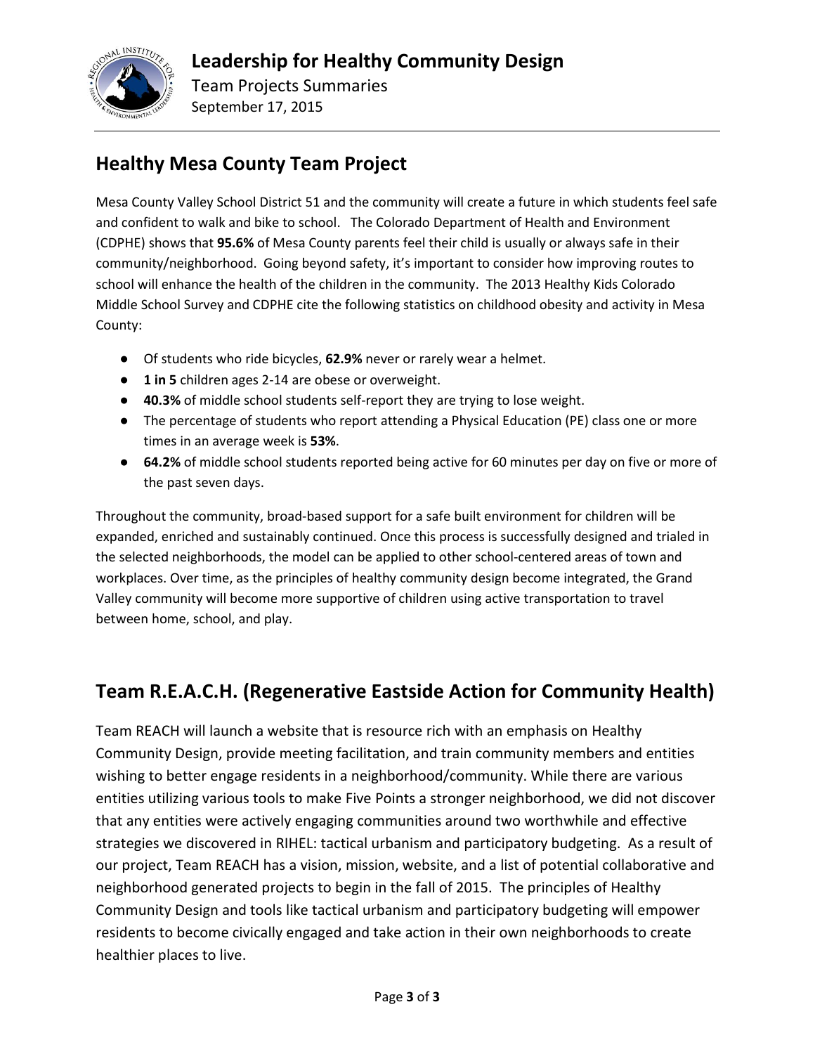# Leadership for Healthy Community Design

Team Projects Summaries

September 17, 2015

## Healthy Mesa County Team Project

Mesa County Valley School District 51 and the community will create a future in which students feel safe and confident to walk and bike to school. The Colorado Department of Health and Environment (CDPHE) shows that **95.6%** of Mesa County parents feel their child is usually or always safe in their community/neighborhood. Going beyond safety, it's important to consider how improving routes to school will enhance the health of the children in the community. The 2013 Healthy Kids Colorado Middle School Survey and CDPHE cite the following statistics on childhood obesity and activity in Mesa County:

- Of students who ride bicycles, **62.9%** never or rarely wear a helmet.
- **1 in 5** children ages 2-14 are obese or overweight.
- **40.3%** of middle school students self-report they are trying to lose weight.
- The percentage of students who report attending a Physical Education (PE) class one or more times in an average week is **53%**.
- **64.2%** of middle school students reported being active for 60 minutes per day on five or more of the past seven days.

Throughout the community, broad-based support for a safe built environment for children will be expanded, enriched and sustainably continued. Once this process is successfully designed and trialed in the selected neighborhoods, the model can be applied to other school-centered areas of town and workplaces. Over time, as the principles of healthy community design become integrated, the Grand Valley community will become more supportive of children using active transportation to travel between home, school, and play.

## Team R.E.A.C.H. (Regenerative Eastside Action for Community Health)

Team REACH will launch a website that is resource rich with an emphasis on Healthy Community Design, provide meeting facilitation, and train community members and entities wishing to better engage residents in a neighborhood/community. While there are various entities utilizing various tools to make Five Points a stronger neighborhood, we did not discover that any entities were actively engaging communities around two worthwhile and effective strategies we discovered in RIHEL: tactical urbanism and participatory budgeting. As a result of our project, Team REACH has a vision, mission, website, and a list of potential collaborative and neighborhood generated projects to begin in the fall of 2015. The principles of Healthy Community Design and tools like tactical urbanism and participatory budgeting will empower residents to become civically engaged and take action in their own neighborhoods to create healthier places to live.